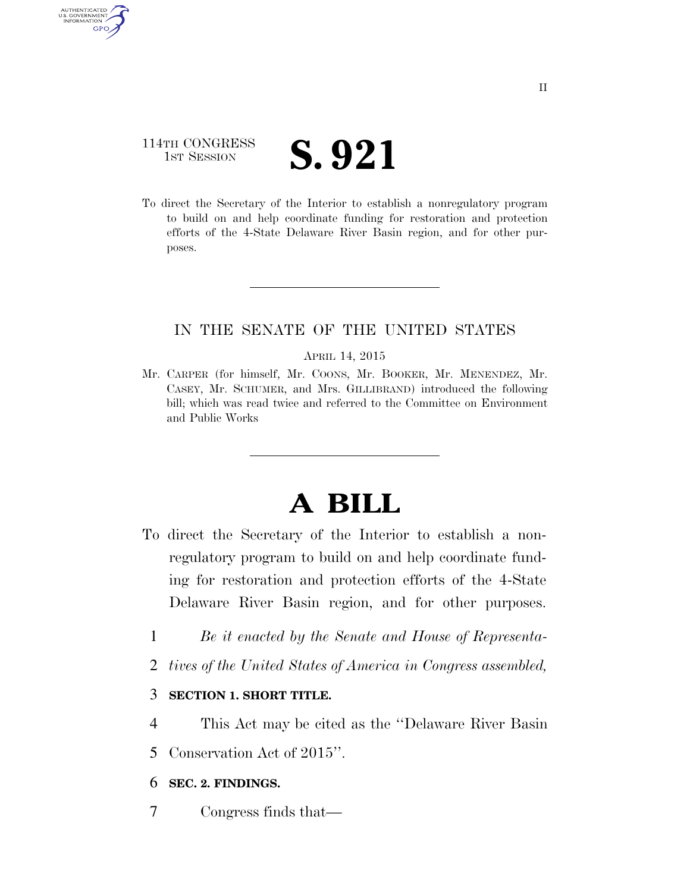114TH CONGRESS
1ST SESSION

# S. 921

To direct the Secretary of the Interior to establish a nonregulatory program to build on and help coordinate funding for restoration and protection efforts of the 4-State Delaware River Basin region, and for other purposes.

IN THE SENATE OF THE UNITED STATES

APRIL 14, 2015

Mr. CARPER (for himself, Mr. COONS, Mr. BOOKER, Mr. MENENDEZ, Mr. CASEY, Mr. SCHUMER, and Mrs. GILLIBRAND) introduced the following bill; which was read twice and referred to the Committee on Environment and Public Works

# A BILL

To direct the Secretary of the Interior to establish a nonregulatory program to build on and help coordinate funding for restoration and protection efforts of the 4-State Delaware River Basin region, and for other purposes.

1 *Be it enacted by the Senate and House of Representa-*
2 *tives of the United States of America in Congress assembled,*

3 **SECTION 1. SHORT TITLE.**

4 This Act may be cited as the ''Delaware River Basin
5 Conservation Act of 2015''.

6 **SEC. 2. FINDINGS.**

7 Congress finds that—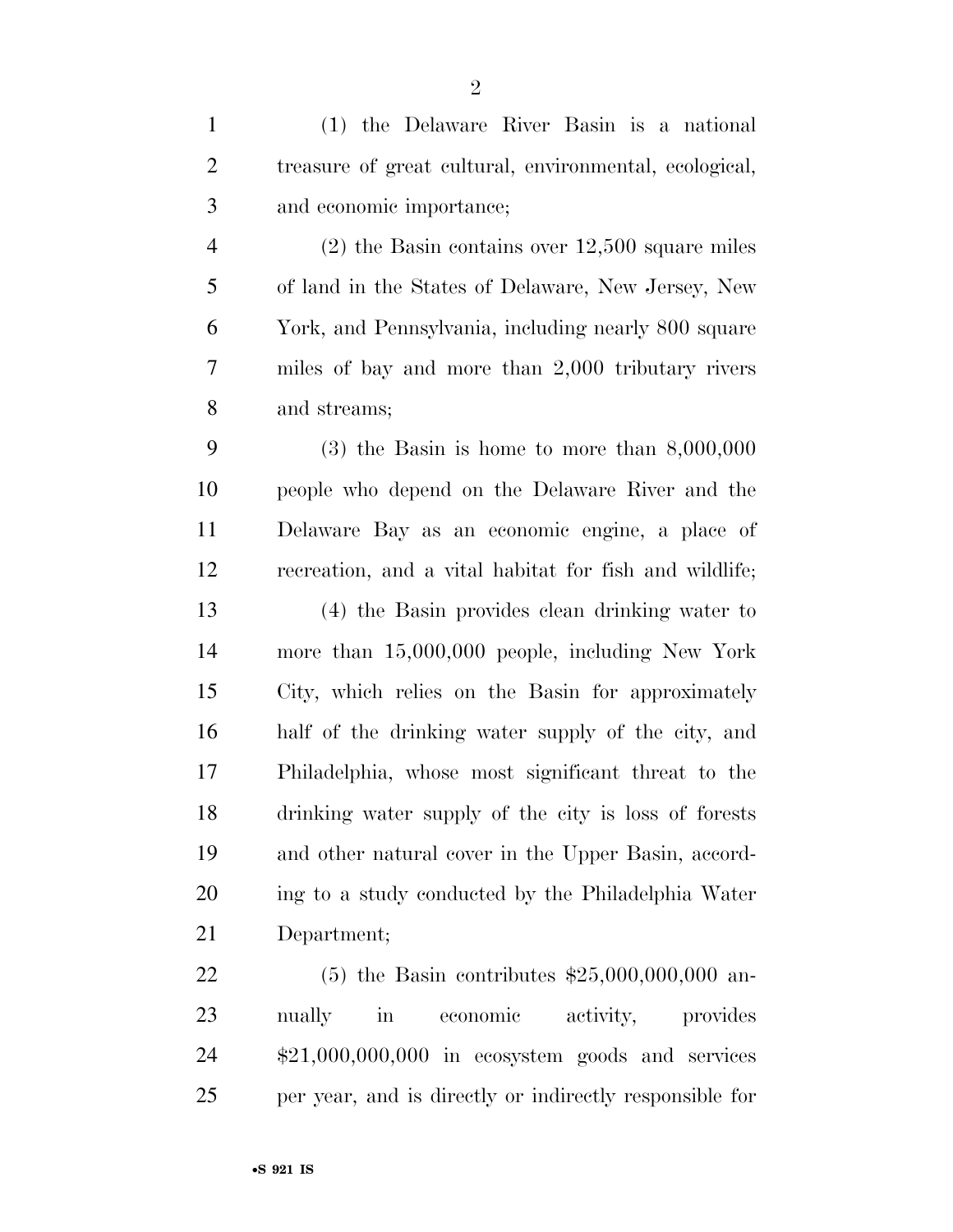(1) the Delaware River Basin is a national treasure of great cultural, environmental, ecological, and economic importance;

(2) the Basin contains over 12,500 square miles of land in the States of Delaware, New Jersey, New York, and Pennsylvania, including nearly 800 square miles of bay and more than 2,000 tributary rivers and streams;

(3) the Basin is home to more than 8,000,000 people who depend on the Delaware River and the Delaware Bay as an economic engine, a place of recreation, and a vital habitat for fish and wildlife;

(4) the Basin provides clean drinking water to more than 15,000,000 people, including New York City, which relies on the Basin for approximately half of the drinking water supply of the city, and Philadelphia, whose most significant threat to the drinking water supply of the city is loss of forests and other natural cover in the Upper Basin, according to a study conducted by the Philadelphia Water Department;

(5) the Basin contributes $25,000,000,000 annually in economic activity, provides $21,000,000,000 in ecosystem goods and services per year, and is directly or indirectly responsible for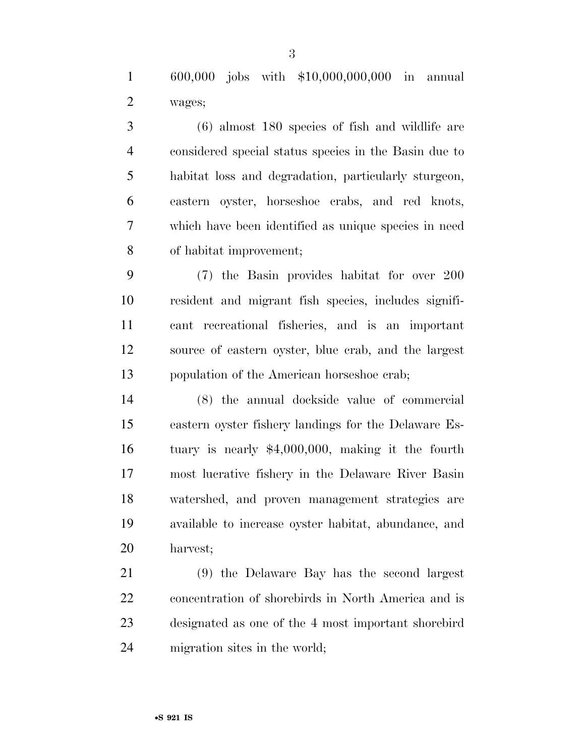600,000 jobs with $10,000,000,000 in annual wages;

(6) almost 180 species of fish and wildlife are considered special status species in the Basin due to habitat loss and degradation, particularly sturgeon, eastern oyster, horseshoe crabs, and red knots, which have been identified as unique species in need of habitat improvement;

(7) the Basin provides habitat for over 200 resident and migrant fish species, includes significant recreational fisheries, and is an important source of eastern oyster, blue crab, and the largest population of the American horseshoe crab;

(8) the annual dockside value of commercial eastern oyster fishery landings for the Delaware Estuary is nearly $4,000,000, making it the fourth most lucrative fishery in the Delaware River Basin watershed, and proven management strategies are available to increase oyster habitat, abundance, and harvest;

(9) the Delaware Bay has the second largest concentration of shorebirds in North America and is designated as one of the 4 most important shorebird migration sites in the world;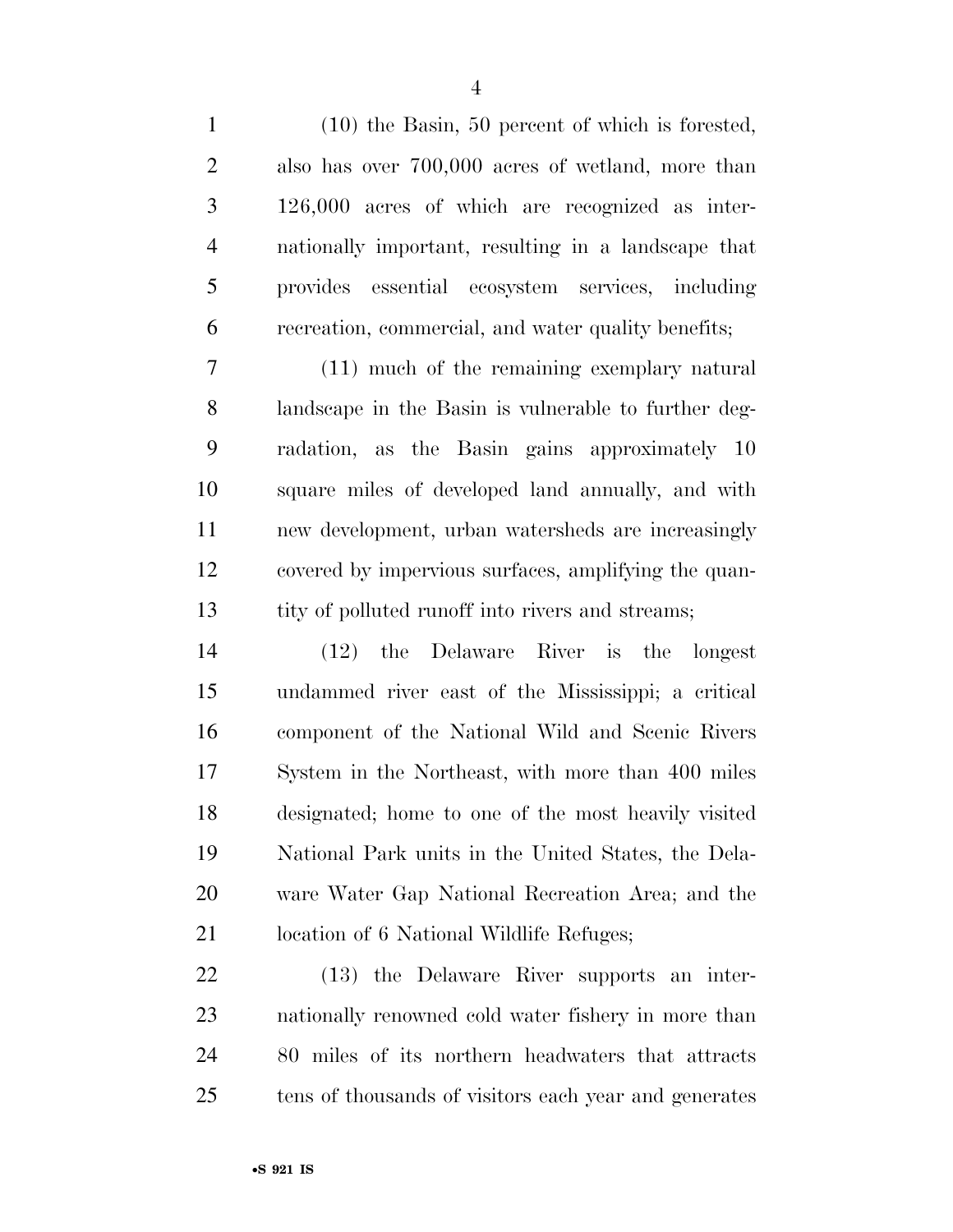(10) the Basin, 50 percent of which is forested, also has over 700,000 acres of wetland, more than 126,000 acres of which are recognized as internationally important, resulting in a landscape that provides essential ecosystem services, including recreation, commercial, and water quality benefits;

(11) much of the remaining exemplary natural landscape in the Basin is vulnerable to further degradation, as the Basin gains approximately 10 square miles of developed land annually, and with new development, urban watersheds are increasingly covered by impervious surfaces, amplifying the quantity of polluted runoff into rivers and streams;

(12) the Delaware River is the longest undammed river east of the Mississippi; a critical component of the National Wild and Scenic Rivers System in the Northeast, with more than 400 miles designated; home to one of the most heavily visited National Park units in the United States, the Delaware Water Gap National Recreation Area; and the location of 6 National Wildlife Refuges;

(13) the Delaware River supports an internationally renowned cold water fishery in more than 80 miles of its northern headwaters that attracts tens of thousands of visitors each year and generates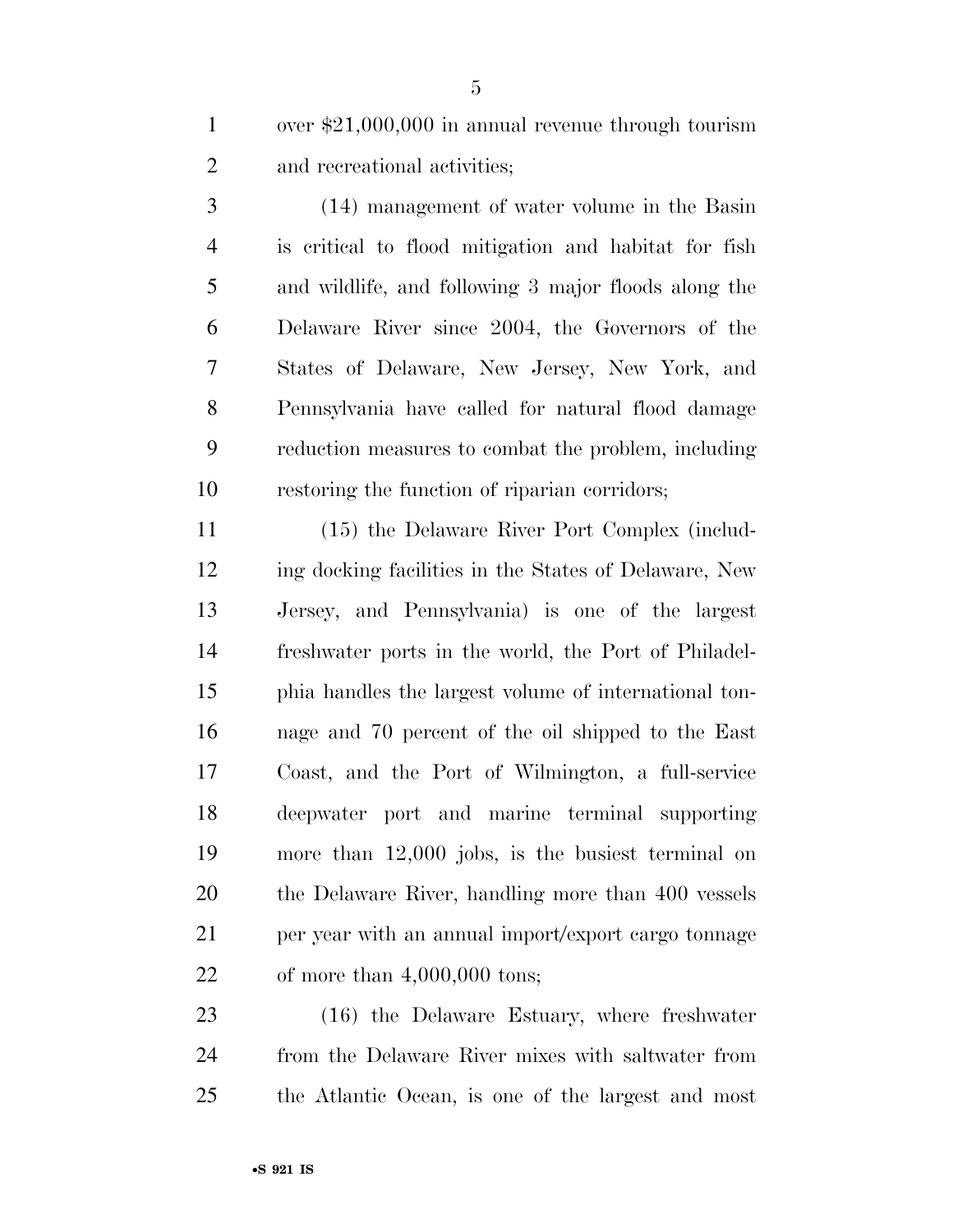over $21,000,000 in annual revenue through tourism and recreational activities;

(14) management of water volume in the Basin is critical to flood mitigation and habitat for fish and wildlife, and following 3 major floods along the Delaware River since 2004, the Governors of the States of Delaware, New Jersey, New York, and Pennsylvania have called for natural flood damage reduction measures to combat the problem, including restoring the function of riparian corridors;

(15) the Delaware River Port Complex (including docking facilities in the States of Delaware, New Jersey, and Pennsylvania) is one of the largest freshwater ports in the world, the Port of Philadelphia handles the largest volume of international tonnage and 70 percent of the oil shipped to the East Coast, and the Port of Wilmington, a full-service deepwater port and marine terminal supporting more than 12,000 jobs, is the busiest terminal on the Delaware River, handling more than 400 vessels per year with an annual import/export cargo tonnage of more than 4,000,000 tons;

(16) the Delaware Estuary, where freshwater from the Delaware River mixes with saltwater from the Atlantic Ocean, is one of the largest and most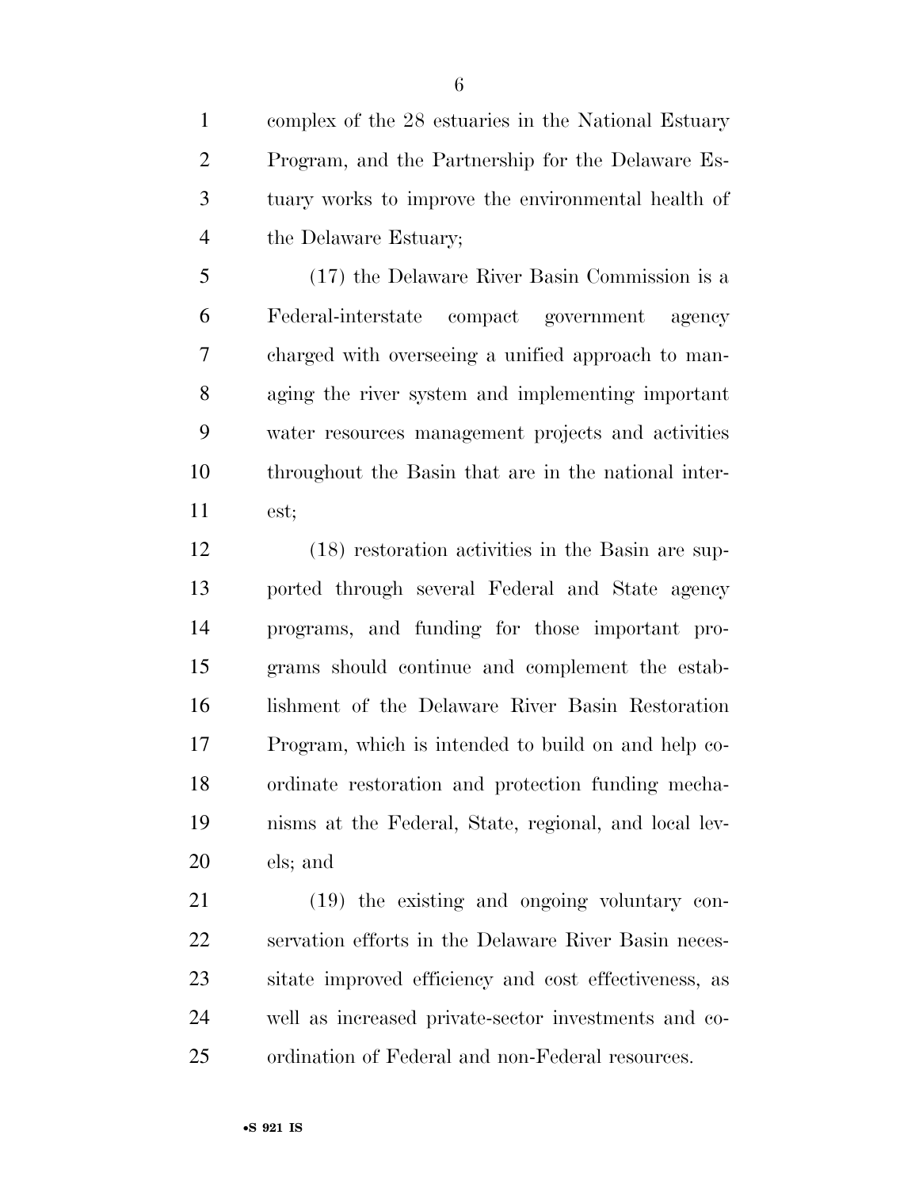complex of the 28 estuaries in the National Estuary Program, and the Partnership for the Delaware Estuary works to improve the environmental health of the Delaware Estuary;

(17) the Delaware River Basin Commission is a Federal-interstate compact government agency charged with overseeing a unified approach to managing the river system and implementing important water resources management projects and activities throughout the Basin that are in the national interest;

(18) restoration activities in the Basin are supported through several Federal and State agency programs, and funding for those important programs should continue and complement the establishment of the Delaware River Basin Restoration Program, which is intended to build on and help coordinate restoration and protection funding mechanisms at the Federal, State, regional, and local levels; and

(19) the existing and ongoing voluntary conservation efforts in the Delaware River Basin necessitate improved efficiency and cost effectiveness, as well as increased private-sector investments and coordination of Federal and non-Federal resources.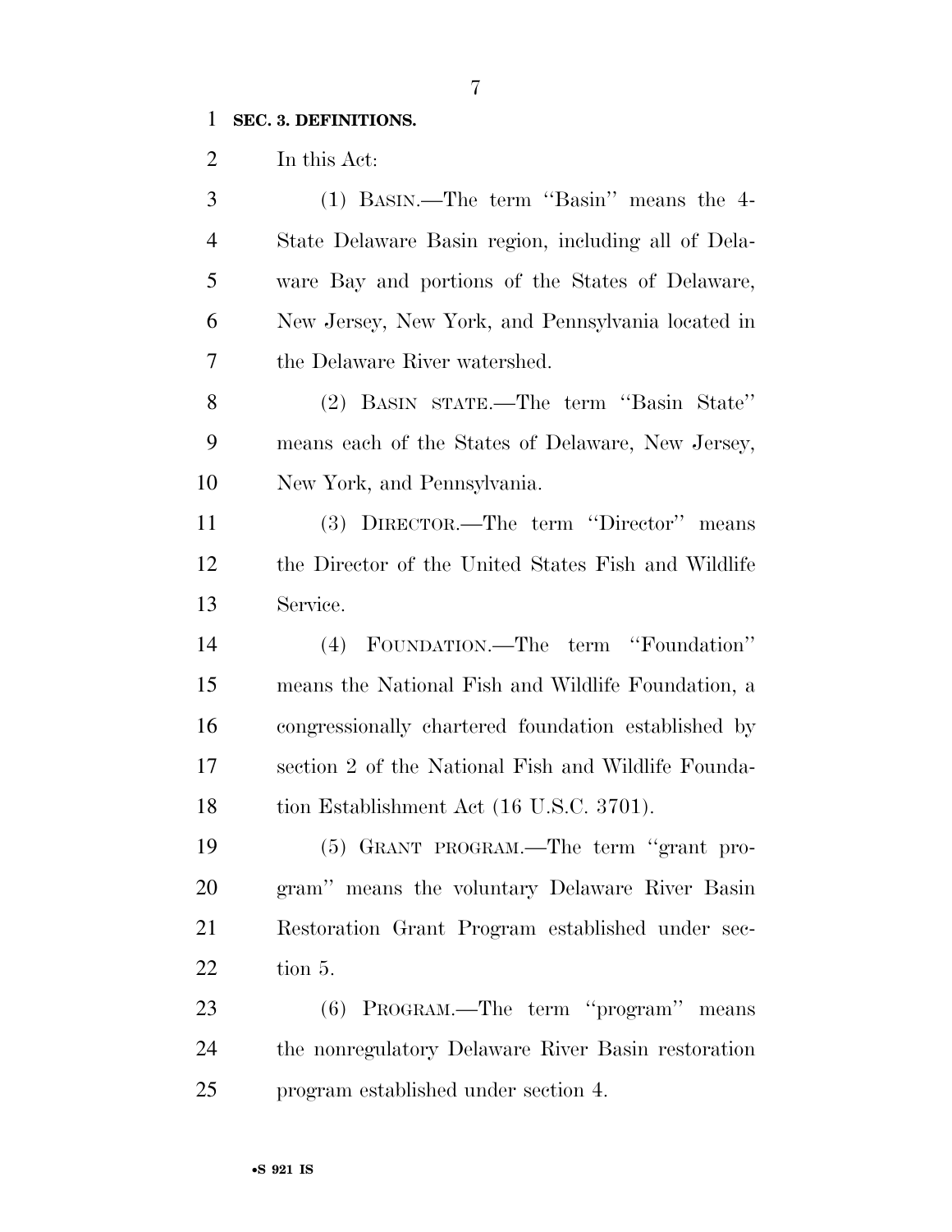**SEC. 3. DEFINITIONS.**

In this Act:

(1) BASIN.—The term ''Basin'' means the 4-State Delaware Basin region, including all of Delaware Bay and portions of the States of Delaware, New Jersey, New York, and Pennsylvania located in the Delaware River watershed.

(2) BASIN STATE.—The term ''Basin State'' means each of the States of Delaware, New Jersey, New York, and Pennsylvania.

(3) DIRECTOR.—The term ''Director'' means the Director of the United States Fish and Wildlife Service.

(4) FOUNDATION.—The term ''Foundation'' means the National Fish and Wildlife Foundation, a congressionally chartered foundation established by section 2 of the National Fish and Wildlife Foundation Establishment Act (16 U.S.C. 3701).

(5) GRANT PROGRAM.—The term ''grant program'' means the voluntary Delaware River Basin Restoration Grant Program established under section 5.

(6) PROGRAM.—The term ''program'' means the nonregulatory Delaware River Basin restoration program established under section 4.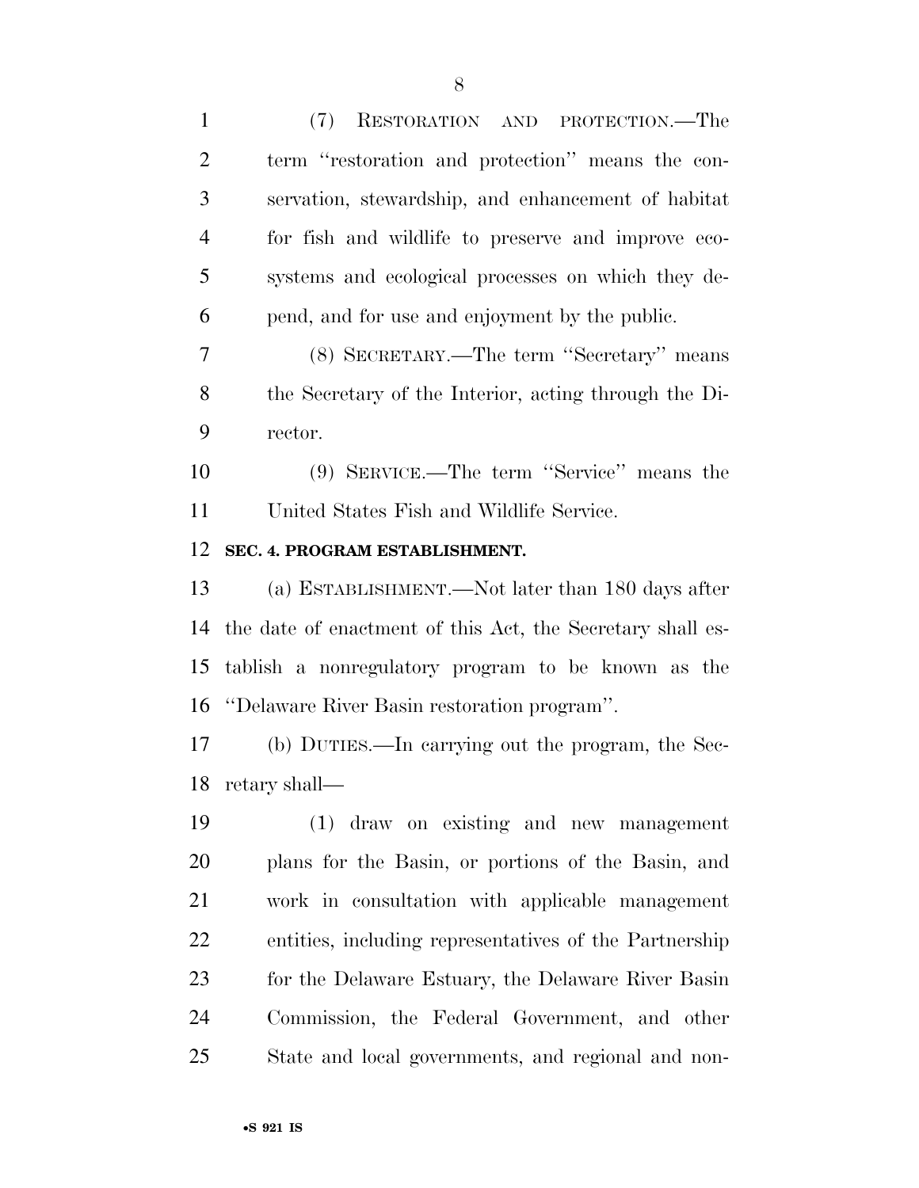(7) RESTORATION AND PROTECTION.—The term "restoration and protection" means the conservation, stewardship, and enhancement of habitat for fish and wildlife to preserve and improve ecosystems and ecological processes on which they depend, and for use and enjoyment by the public.

(8) SECRETARY.—The term "Secretary" means the Secretary of the Interior, acting through the Director.

(9) SERVICE.—The term "Service" means the United States Fish and Wildlife Service.

**SEC. 4. PROGRAM ESTABLISHMENT.**

(a) ESTABLISHMENT.—Not later than 180 days after the date of enactment of this Act, the Secretary shall establish a nonregulatory program to be known as the "Delaware River Basin restoration program".

(b) DUTIES.—In carrying out the program, the Secretary shall—

(1) draw on existing and new management plans for the Basin, or portions of the Basin, and work in consultation with applicable management entities, including representatives of the Partnership for the Delaware Estuary, the Delaware River Basin Commission, the Federal Government, and other State and local governments, and regional and non-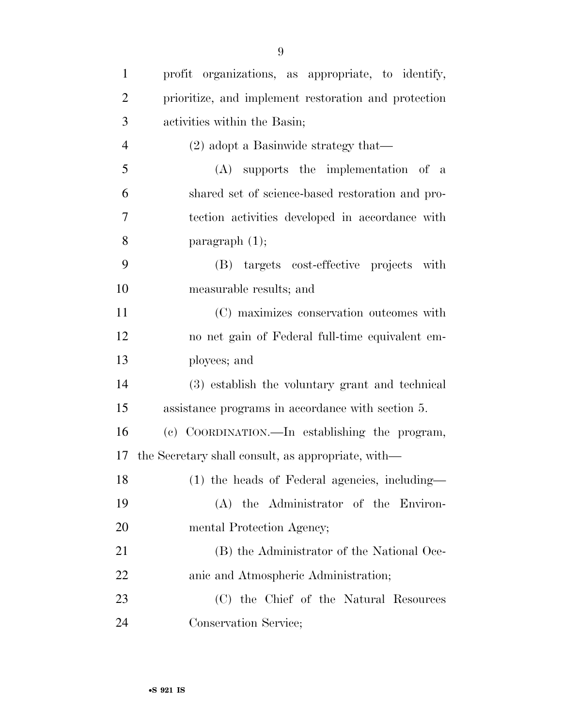profit organizations, as appropriate, to identify, prioritize, and implement restoration and protection activities within the Basin;

(2) adopt a Basinwide strategy that—

(A) supports the implementation of a shared set of science-based restoration and protection activities developed in accordance with paragraph (1);

(B) targets cost-effective projects with measurable results; and

(C) maximizes conservation outcomes with no net gain of Federal full-time equivalent employees; and

(3) establish the voluntary grant and technical assistance programs in accordance with section 5.

(c) COORDINATION.—In establishing the program, the Secretary shall consult, as appropriate, with—

(1) the heads of Federal agencies, including—

(A) the Administrator of the Environmental Protection Agency;

(B) the Administrator of the National Oceanic and Atmospheric Administration;

(C) the Chief of the Natural Resources Conservation Service;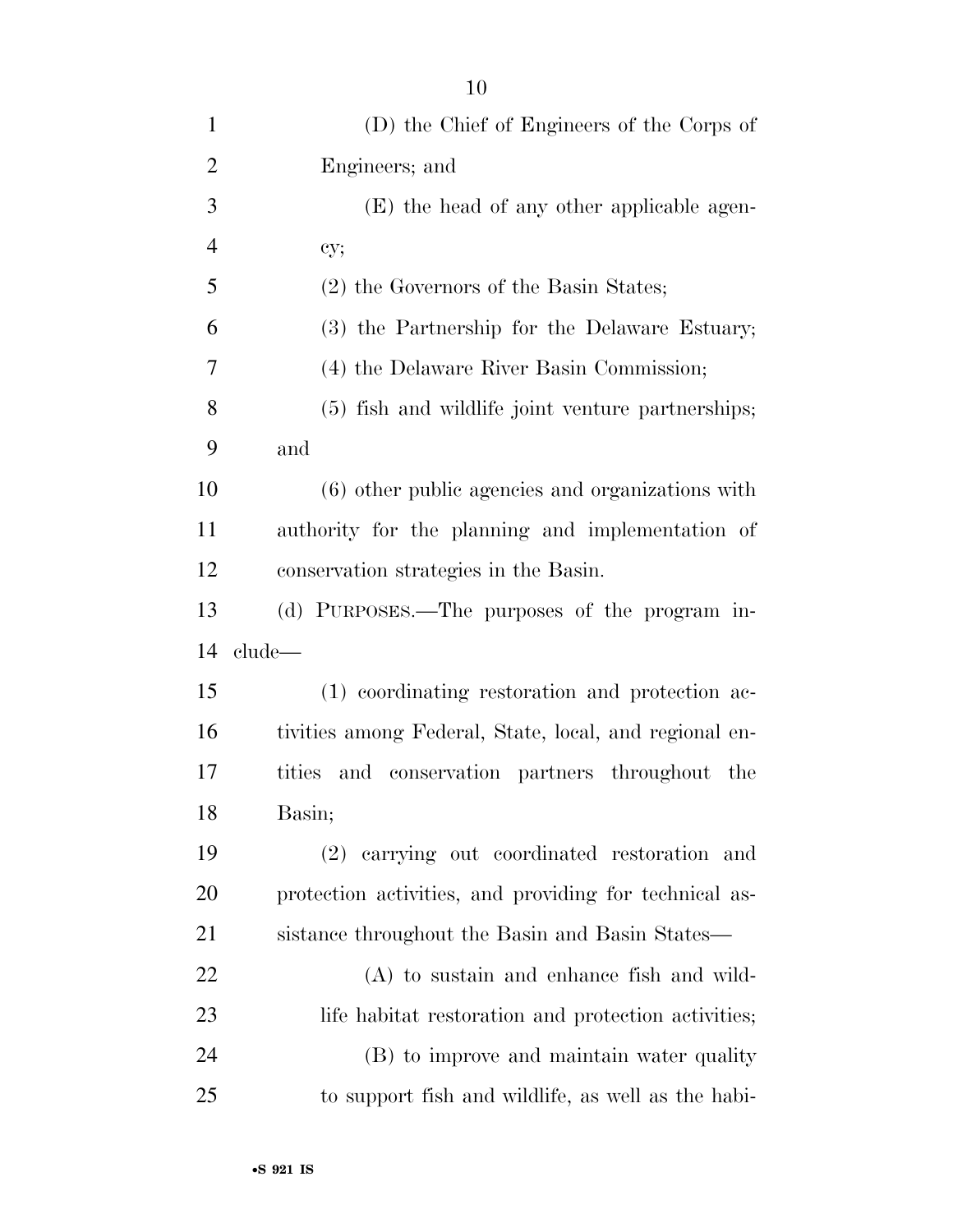(D) the Chief of Engineers of the Corps of Engineers; and

(E) the head of any other applicable agency;

(2) the Governors of the Basin States;

(3) the Partnership for the Delaware Estuary;

(4) the Delaware River Basin Commission;

(5) fish and wildlife joint venture partnerships; and

(6) other public agencies and organizations with authority for the planning and implementation of conservation strategies in the Basin.

(d) PURPOSES.—The purposes of the program include—

(1) coordinating restoration and protection activities among Federal, State, local, and regional entities and conservation partners throughout the Basin;

(2) carrying out coordinated restoration and protection activities, and providing for technical assistance throughout the Basin and Basin States—

(A) to sustain and enhance fish and wildlife habitat restoration and protection activities;

(B) to improve and maintain water quality to support fish and wildlife, as well as the habi-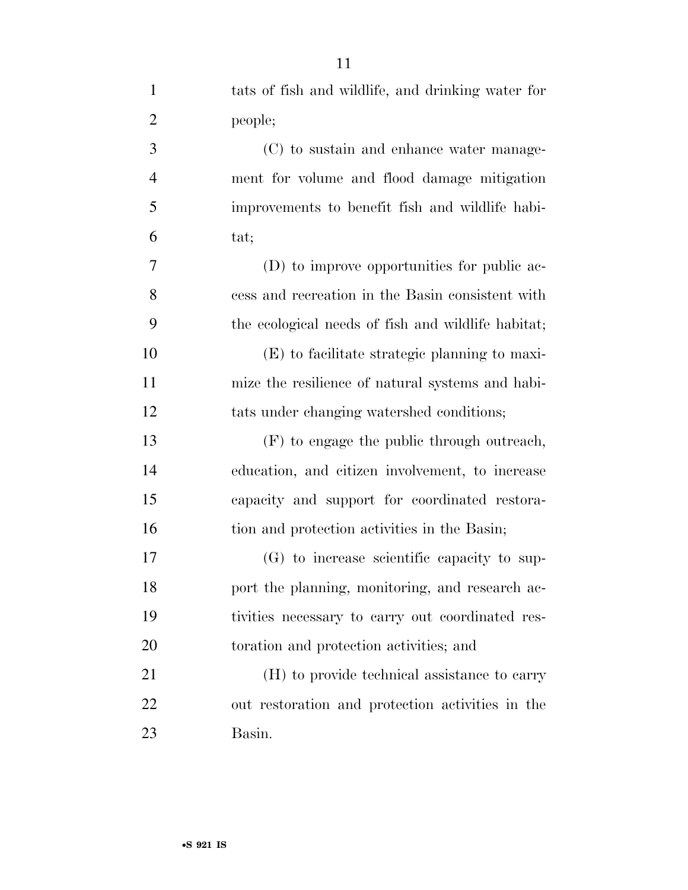tats of fish and wildlife, and drinking water for people;

(C) to sustain and enhance water management for volume and flood damage mitigation improvements to benefit fish and wildlife habitat;

(D) to improve opportunities for public access and recreation in the Basin consistent with the ecological needs of fish and wildlife habitat;

(E) to facilitate strategic planning to maximize the resilience of natural systems and habitats under changing watershed conditions;

(F) to engage the public through outreach, education, and citizen involvement, to increase capacity and support for coordinated restoration and protection activities in the Basin;

(G) to increase scientific capacity to support the planning, monitoring, and research activities necessary to carry out coordinated restoration and protection activities; and

(H) to provide technical assistance to carry out restoration and protection activities in the Basin.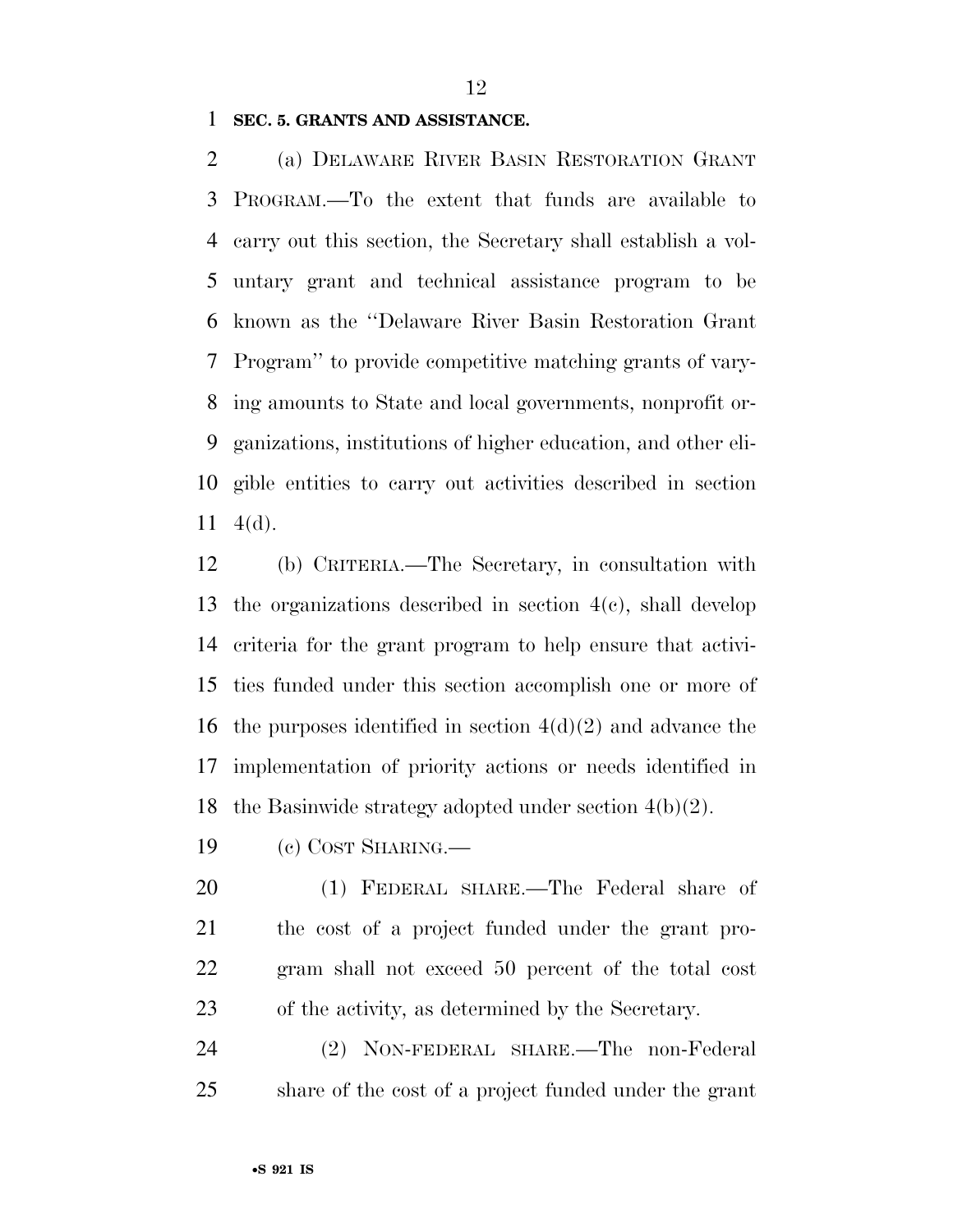**SEC. 5. GRANTS AND ASSISTANCE.**

(a) DELAWARE RIVER BASIN RESTORATION GRANT PROGRAM.—To the extent that funds are available to carry out this section, the Secretary shall establish a voluntary grant and technical assistance program to be known as the ''Delaware River Basin Restoration Grant Program'' to provide competitive matching grants of varying amounts to State and local governments, nonprofit organizations, institutions of higher education, and other eligible entities to carry out activities described in section 4(d).

(b) CRITERIA.—The Secretary, in consultation with the organizations described in section 4(c), shall develop criteria for the grant program to help ensure that activities funded under this section accomplish one or more of the purposes identified in section 4(d)(2) and advance the implementation of priority actions or needs identified in the Basinwide strategy adopted under section 4(b)(2).

(c) COST SHARING.—

(1) FEDERAL SHARE.—The Federal share of the cost of a project funded under the grant program shall not exceed 50 percent of the total cost of the activity, as determined by the Secretary.

(2) NON-FEDERAL SHARE.—The non-Federal share of the cost of a project funded under the grant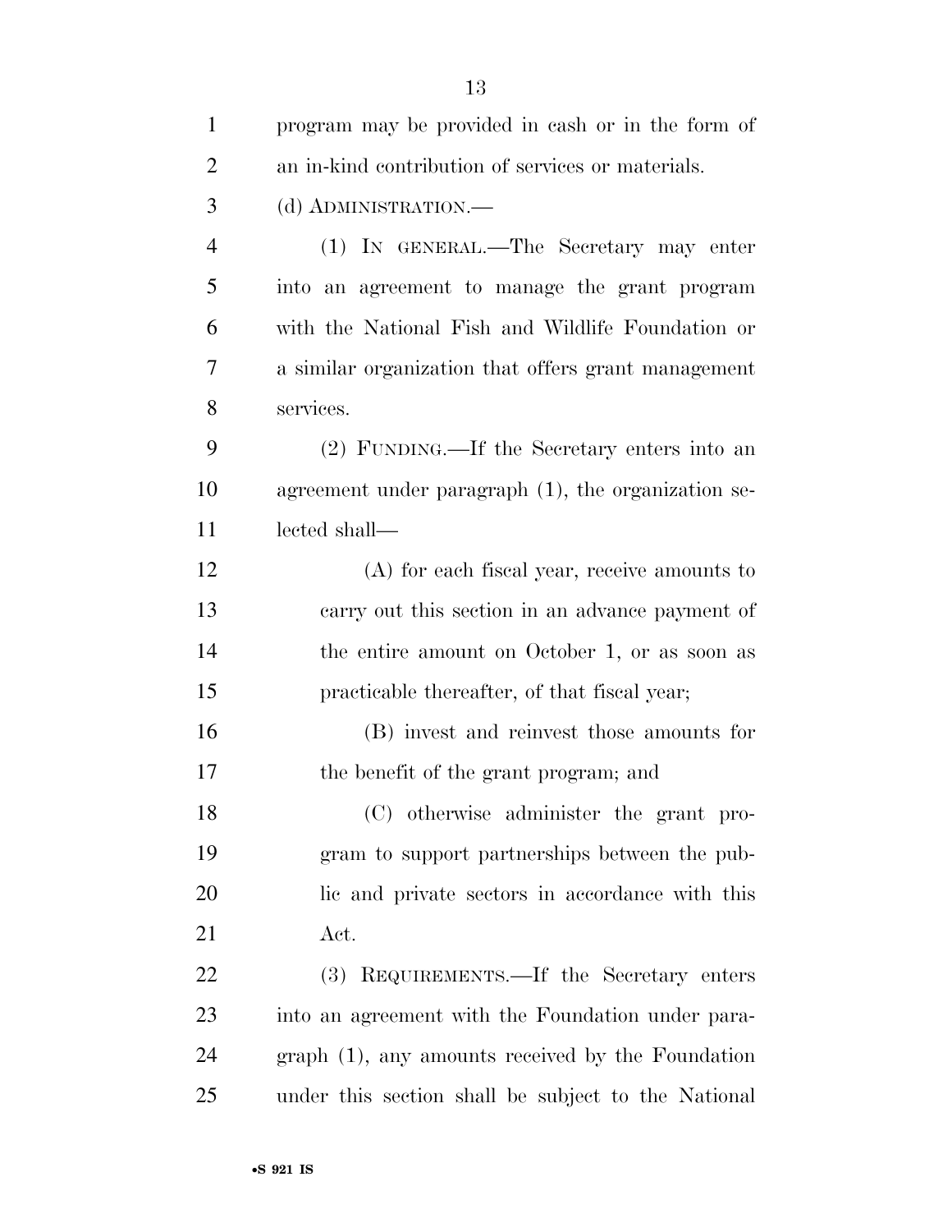program may be provided in cash or in the form of an in-kind contribution of services or materials.

(d) ADMINISTRATION.—

(1) IN GENERAL.—The Secretary may enter into an agreement to manage the grant program with the National Fish and Wildlife Foundation or a similar organization that offers grant management services.

(2) FUNDING.—If the Secretary enters into an agreement under paragraph (1), the organization selected shall—

(A) for each fiscal year, receive amounts to carry out this section in an advance payment of the entire amount on October 1, or as soon as practicable thereafter, of that fiscal year;

(B) invest and reinvest those amounts for the benefit of the grant program; and

(C) otherwise administer the grant program to support partnerships between the public and private sectors in accordance with this Act.

(3) REQUIREMENTS.—If the Secretary enters into an agreement with the Foundation under paragraph (1), any amounts received by the Foundation under this section shall be subject to the National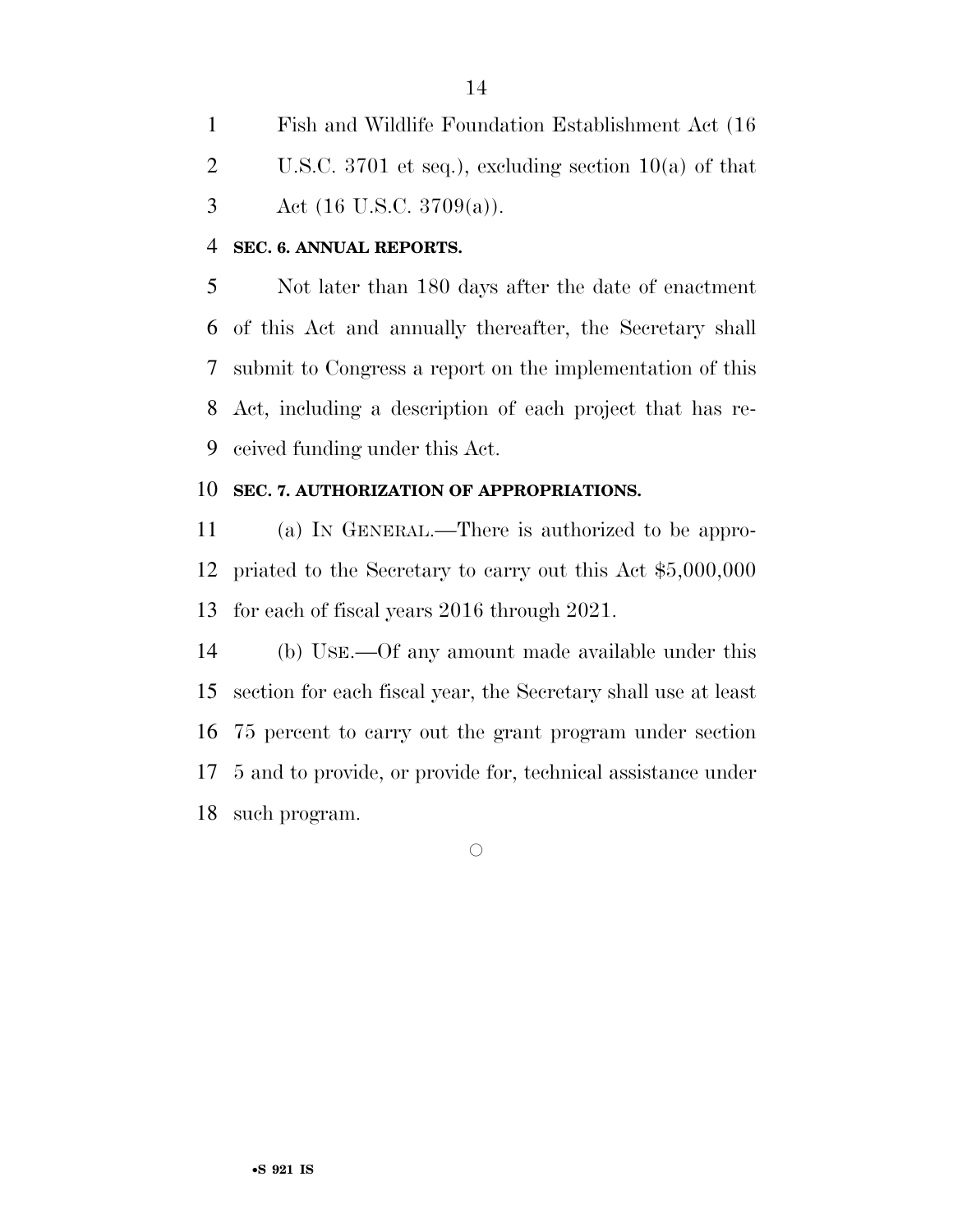Fish and Wildlife Foundation Establishment Act (16 U.S.C. 3701 et seq.), excluding section 10(a) of that Act (16 U.S.C. 3709(a)).

**SEC. 6. ANNUAL REPORTS.**

Not later than 180 days after the date of enactment of this Act and annually thereafter, the Secretary shall submit to Congress a report on the implementation of this Act, including a description of each project that has received funding under this Act.

**SEC. 7. AUTHORIZATION OF APPROPRIATIONS.**

(a) IN GENERAL.—There is authorized to be appropriated to the Secretary to carry out this Act $5,000,000 for each of fiscal years 2016 through 2021.

(b) USE.—Of any amount made available under this section for each fiscal year, the Secretary shall use at least 75 percent to carry out the grant program under section 5 and to provide, or provide for, technical assistance under such program.

○